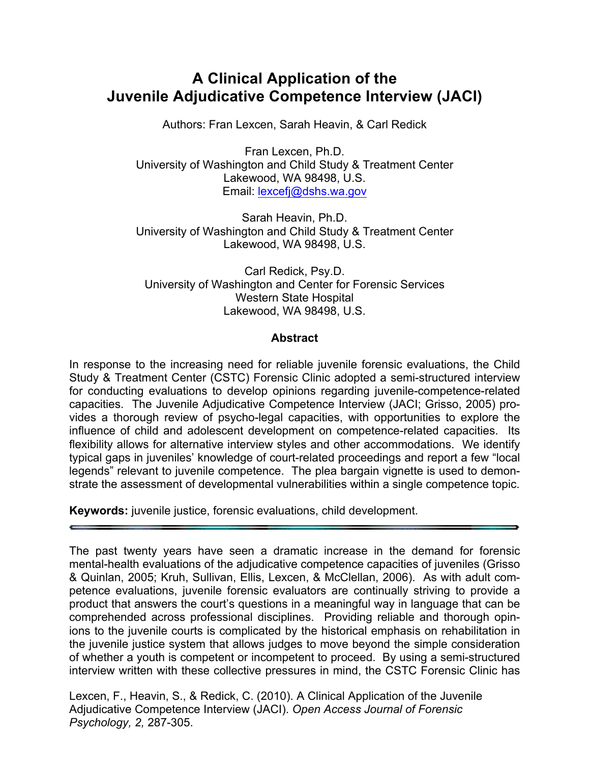# A Clinical Application of the Juvenile Adjudicative Competence Interview (JACI)

Authors: Fran Lexcen, Sarah Heavin, & Carl Redick

Fran Lexcen, Ph.D.
University of Washington and Child Study & Treatment Center
Lakewood, WA 98498, U.S.
Email: lexcefj@dshs.wa.gov

Sarah Heavin, Ph.D.
University of Washington and Child Study & Treatment Center
Lakewood, WA 98498, U.S.

Carl Redick, Psy.D.
University of Washington and Center for Forensic Services
Western State Hospital
Lakewood, WA 98498, U.S.

## Abstract

In response to the increasing need for reliable juvenile forensic evaluations, the Child Study & Treatment Center (CSTC) Forensic Clinic adopted a semi-structured interview for conducting evaluations to develop opinions regarding juvenile-competence-related capacities. The Juvenile Adjudicative Competence Interview (JACI; Grisso, 2005) provides a thorough review of psycho-legal capacities, with opportunities to explore the influence of child and adolescent development on competence-related capacities. Its flexibility allows for alternative interview styles and other accommodations. We identify typical gaps in juveniles' knowledge of court-related proceedings and report a few "local legends" relevant to juvenile competence. The plea bargain vignette is used to demonstrate the assessment of developmental vulnerabilities within a single competence topic.

**Keywords:** juvenile justice, forensic evaluations, child development.

---

The past twenty years have seen a dramatic increase in the demand for forensic mental-health evaluations of the adjudicative competence capacities of juveniles (Grisso & Quinlan, 2005; Kruh, Sullivan, Ellis, Lexcen, & McClellan, 2006). As with adult competence evaluations, juvenile forensic evaluators are continually striving to provide a product that answers the court's questions in a meaningful way in language that can be comprehended across professional disciplines. Providing reliable and thorough opinions to the juvenile courts is complicated by the historical emphasis on rehabilitation in the juvenile justice system that allows judges to move beyond the simple consideration of whether a youth is competent or incompetent to proceed. By using a semi-structured interview written with these collective pressures in mind, the CSTC Forensic Clinic has

Lexcen, F., Heavin, S., & Redick, C. (2010). A Clinical Application of the Juvenile Adjudicative Competence Interview (JACI). *Open Access Journal of Forensic Psychology, 2,* 287-305.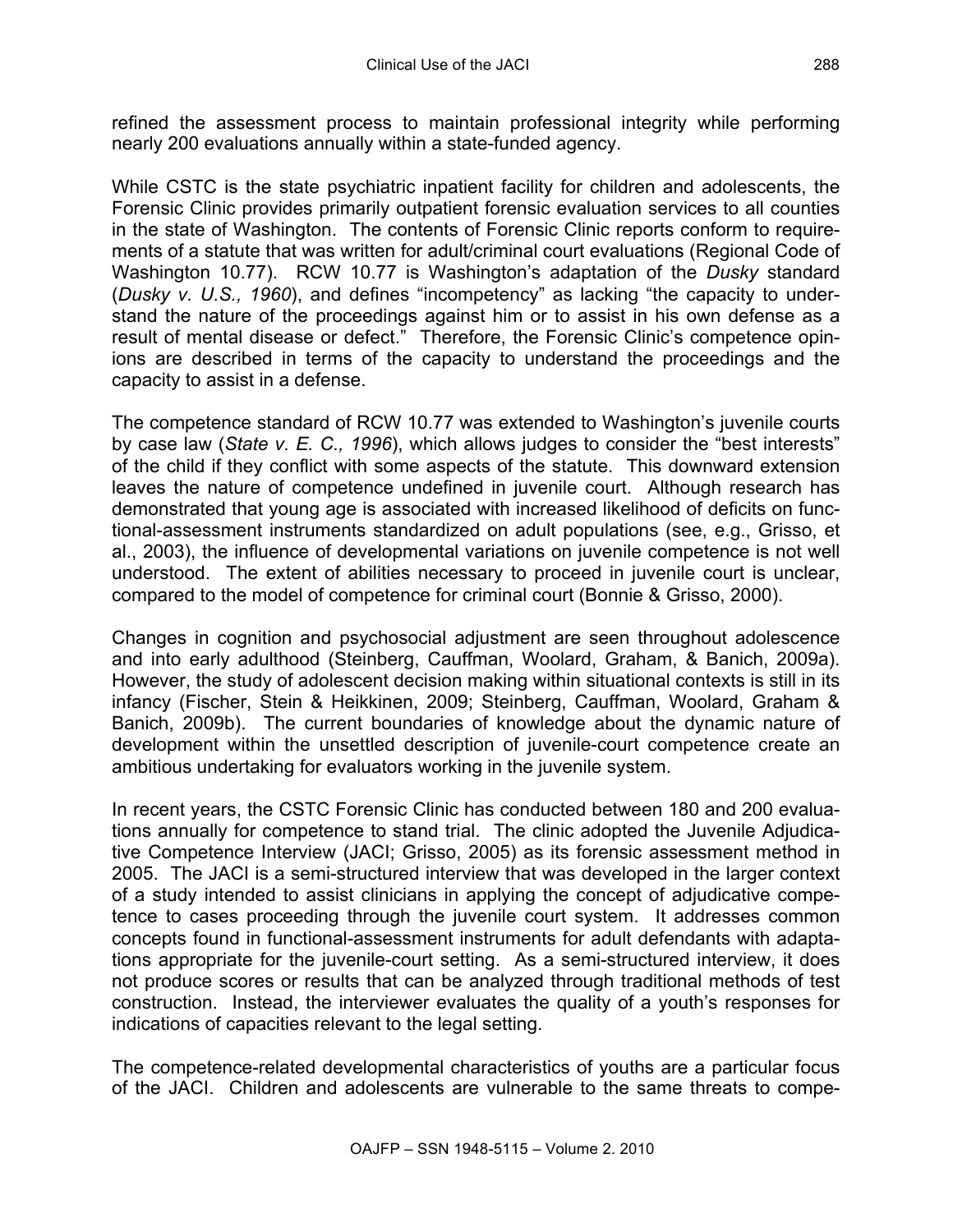refined the assessment process to maintain professional integrity while performing nearly 200 evaluations annually within a state-funded agency.

While CSTC is the state psychiatric inpatient facility for children and adolescents, the Forensic Clinic provides primarily outpatient forensic evaluation services to all counties in the state of Washington. The contents of Forensic Clinic reports conform to requirements of a statute that was written for adult/criminal court evaluations (Regional Code of Washington 10.77). RCW 10.77 is Washington's adaptation of the *Dusky* standard (*Dusky v. U.S., 1960*), and defines "incompetency" as lacking "the capacity to understand the nature of the proceedings against him or to assist in his own defense as a result of mental disease or defect." Therefore, the Forensic Clinic's competence opinions are described in terms of the capacity to understand the proceedings and the capacity to assist in a defense.

The competence standard of RCW 10.77 was extended to Washington's juvenile courts by case law (*State v. E. C., 1996*), which allows judges to consider the "best interests" of the child if they conflict with some aspects of the statute. This downward extension leaves the nature of competence undefined in juvenile court. Although research has demonstrated that young age is associated with increased likelihood of deficits on functional-assessment instruments standardized on adult populations (see, e.g., Grisso, et al., 2003), the influence of developmental variations on juvenile competence is not well understood. The extent of abilities necessary to proceed in juvenile court is unclear, compared to the model of competence for criminal court (Bonnie & Grisso, 2000).

Changes in cognition and psychosocial adjustment are seen throughout adolescence and into early adulthood (Steinberg, Cauffman, Woolard, Graham, & Banich, 2009a). However, the study of adolescent decision making within situational contexts is still in its infancy (Fischer, Stein & Heikkinen, 2009; Steinberg, Cauffman, Woolard, Graham & Banich, 2009b). The current boundaries of knowledge about the dynamic nature of development within the unsettled description of juvenile-court competence create an ambitious undertaking for evaluators working in the juvenile system.

In recent years, the CSTC Forensic Clinic has conducted between 180 and 200 evaluations annually for competence to stand trial. The clinic adopted the Juvenile Adjudicative Competence Interview (JACI; Grisso, 2005) as its forensic assessment method in 2005. The JACI is a semi-structured interview that was developed in the larger context of a study intended to assist clinicians in applying the concept of adjudicative competence to cases proceeding through the juvenile court system. It addresses common concepts found in functional-assessment instruments for adult defendants with adaptations appropriate for the juvenile-court setting. As a semi-structured interview, it does not produce scores or results that can be analyzed through traditional methods of test construction. Instead, the interviewer evaluates the quality of a youth's responses for indications of capacities relevant to the legal setting.

The competence-related developmental characteristics of youths are a particular focus of the JACI. Children and adolescents are vulnerable to the same threats to compe-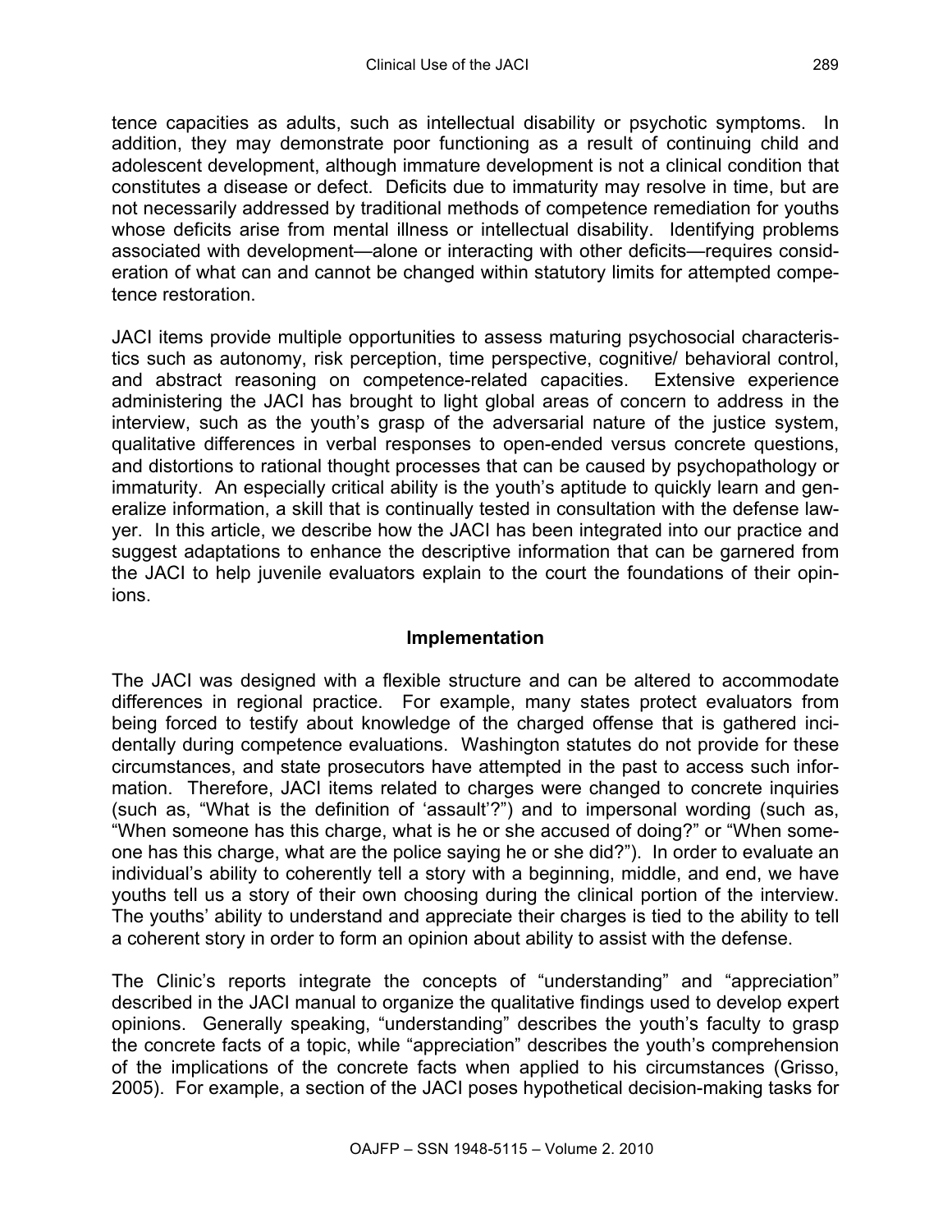tence capacities as adults, such as intellectual disability or psychotic symptoms. In addition, they may demonstrate poor functioning as a result of continuing child and adolescent development, although immature development is not a clinical condition that constitutes a disease or defect. Deficits due to immaturity may resolve in time, but are not necessarily addressed by traditional methods of competence remediation for youths whose deficits arise from mental illness or intellectual disability. Identifying problems associated with development—alone or interacting with other deficits—requires consideration of what can and cannot be changed within statutory limits for attempted competence restoration.

JACI items provide multiple opportunities to assess maturing psychosocial characteristics such as autonomy, risk perception, time perspective, cognitive/ behavioral control, and abstract reasoning on competence-related capacities. Extensive experience administering the JACI has brought to light global areas of concern to address in the interview, such as the youth's grasp of the adversarial nature of the justice system, qualitative differences in verbal responses to open-ended versus concrete questions, and distortions to rational thought processes that can be caused by psychopathology or immaturity. An especially critical ability is the youth's aptitude to quickly learn and generalize information, a skill that is continually tested in consultation with the defense lawyer. In this article, we describe how the JACI has been integrated into our practice and suggest adaptations to enhance the descriptive information that can be garnered from the JACI to help juvenile evaluators explain to the court the foundations of their opinions.

## Implementation

The JACI was designed with a flexible structure and can be altered to accommodate differences in regional practice. For example, many states protect evaluators from being forced to testify about knowledge of the charged offense that is gathered incidentally during competence evaluations. Washington statutes do not provide for these circumstances, and state prosecutors have attempted in the past to access such information. Therefore, JACI items related to charges were changed to concrete inquiries (such as, "What is the definition of 'assault'?") and to impersonal wording (such as, "When someone has this charge, what is he or she accused of doing?" or "When someone has this charge, what are the police saying he or she did?"). In order to evaluate an individual's ability to coherently tell a story with a beginning, middle, and end, we have youths tell us a story of their own choosing during the clinical portion of the interview. The youths' ability to understand and appreciate their charges is tied to the ability to tell a coherent story in order to form an opinion about ability to assist with the defense.

The Clinic's reports integrate the concepts of "understanding" and "appreciation" described in the JACI manual to organize the qualitative findings used to develop expert opinions. Generally speaking, "understanding" describes the youth's faculty to grasp the concrete facts of a topic, while "appreciation" describes the youth's comprehension of the implications of the concrete facts when applied to his circumstances (Grisso, 2005). For example, a section of the JACI poses hypothetical decision-making tasks for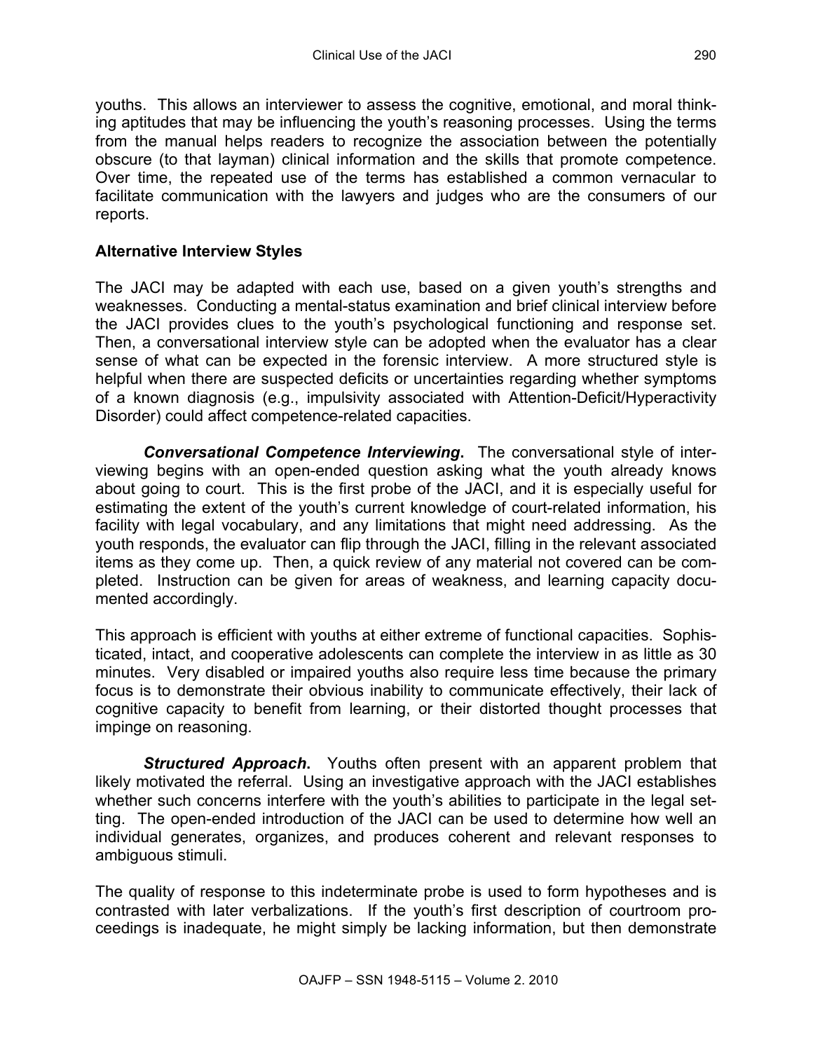youths. This allows an interviewer to assess the cognitive, emotional, and moral thinking aptitudes that may be influencing the youth's reasoning processes. Using the terms from the manual helps readers to recognize the association between the potentially obscure (to that layman) clinical information and the skills that promote competence. Over time, the repeated use of the terms has established a common vernacular to facilitate communication with the lawyers and judges who are the consumers of our reports.

## Alternative Interview Styles

The JACI may be adapted with each use, based on a given youth's strengths and weaknesses. Conducting a mental-status examination and brief clinical interview before the JACI provides clues to the youth's psychological functioning and response set. Then, a conversational interview style can be adopted when the evaluator has a clear sense of what can be expected in the forensic interview. A more structured style is helpful when there are suspected deficits or uncertainties regarding whether symptoms of a known diagnosis (e.g., impulsivity associated with Attention-Deficit/Hyperactivity Disorder) could affect competence-related capacities.

***Conversational Competence Interviewing*.** The conversational style of interviewing begins with an open-ended question asking what the youth already knows about going to court. This is the first probe of the JACI, and it is especially useful for estimating the extent of the youth's current knowledge of court-related information, his facility with legal vocabulary, and any limitations that might need addressing. As the youth responds, the evaluator can flip through the JACI, filling in the relevant associated items as they come up. Then, a quick review of any material not covered can be completed. Instruction can be given for areas of weakness, and learning capacity documented accordingly.

This approach is efficient with youths at either extreme of functional capacities. Sophisticated, intact, and cooperative adolescents can complete the interview in as little as 30 minutes. Very disabled or impaired youths also require less time because the primary focus is to demonstrate their obvious inability to communicate effectively, their lack of cognitive capacity to benefit from learning, or their distorted thought processes that impinge on reasoning.

***Structured Approach*.** Youths often present with an apparent problem that likely motivated the referral. Using an investigative approach with the JACI establishes whether such concerns interfere with the youth's abilities to participate in the legal setting. The open-ended introduction of the JACI can be used to determine how well an individual generates, organizes, and produces coherent and relevant responses to ambiguous stimuli.

The quality of response to this indeterminate probe is used to form hypotheses and is contrasted with later verbalizations. If the youth's first description of courtroom proceedings is inadequate, he might simply be lacking information, but then demonstrate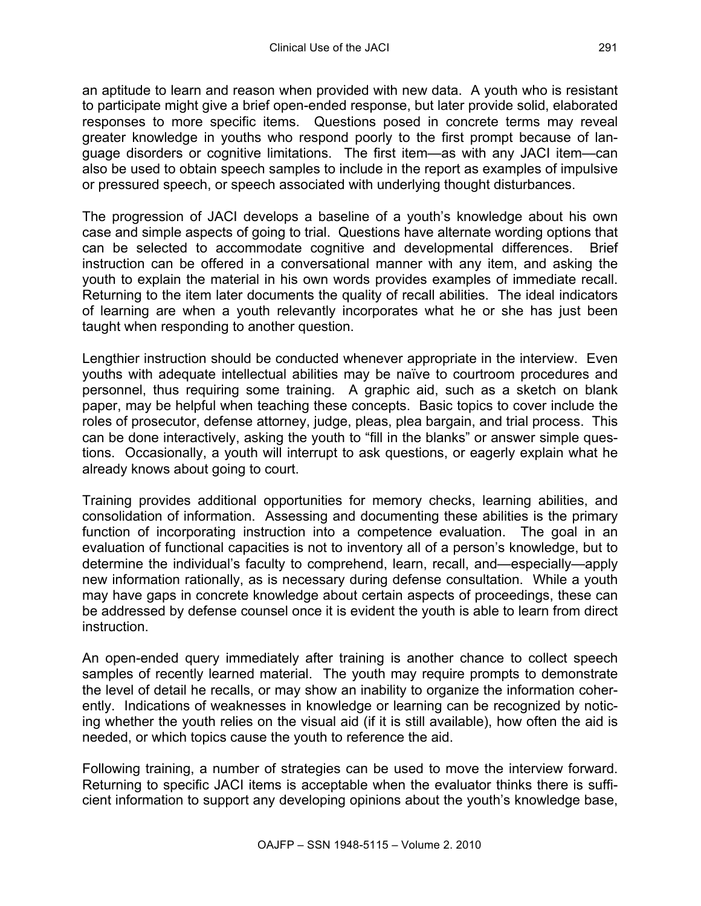an aptitude to learn and reason when provided with new data. A youth who is resistant to participate might give a brief open-ended response, but later provide solid, elaborated responses to more specific items. Questions posed in concrete terms may reveal greater knowledge in youths who respond poorly to the first prompt because of language disorders or cognitive limitations. The first item—as with any JACI item—can also be used to obtain speech samples to include in the report as examples of impulsive or pressured speech, or speech associated with underlying thought disturbances.

The progression of JACI develops a baseline of a youth's knowledge about his own case and simple aspects of going to trial. Questions have alternate wording options that can be selected to accommodate cognitive and developmental differences. Brief instruction can be offered in a conversational manner with any item, and asking the youth to explain the material in his own words provides examples of immediate recall. Returning to the item later documents the quality of recall abilities. The ideal indicators of learning are when a youth relevantly incorporates what he or she has just been taught when responding to another question.

Lengthier instruction should be conducted whenever appropriate in the interview. Even youths with adequate intellectual abilities may be naïve to courtroom procedures and personnel, thus requiring some training. A graphic aid, such as a sketch on blank paper, may be helpful when teaching these concepts. Basic topics to cover include the roles of prosecutor, defense attorney, judge, pleas, plea bargain, and trial process. This can be done interactively, asking the youth to "fill in the blanks" or answer simple questions. Occasionally, a youth will interrupt to ask questions, or eagerly explain what he already knows about going to court.

Training provides additional opportunities for memory checks, learning abilities, and consolidation of information. Assessing and documenting these abilities is the primary function of incorporating instruction into a competence evaluation. The goal in an evaluation of functional capacities is not to inventory all of a person's knowledge, but to determine the individual's faculty to comprehend, learn, recall, and—especially—apply new information rationally, as is necessary during defense consultation. While a youth may have gaps in concrete knowledge about certain aspects of proceedings, these can be addressed by defense counsel once it is evident the youth is able to learn from direct instruction.

An open-ended query immediately after training is another chance to collect speech samples of recently learned material. The youth may require prompts to demonstrate the level of detail he recalls, or may show an inability to organize the information coherently. Indications of weaknesses in knowledge or learning can be recognized by noticing whether the youth relies on the visual aid (if it is still available), how often the aid is needed, or which topics cause the youth to reference the aid.

Following training, a number of strategies can be used to move the interview forward. Returning to specific JACI items is acceptable when the evaluator thinks there is sufficient information to support any developing opinions about the youth's knowledge base,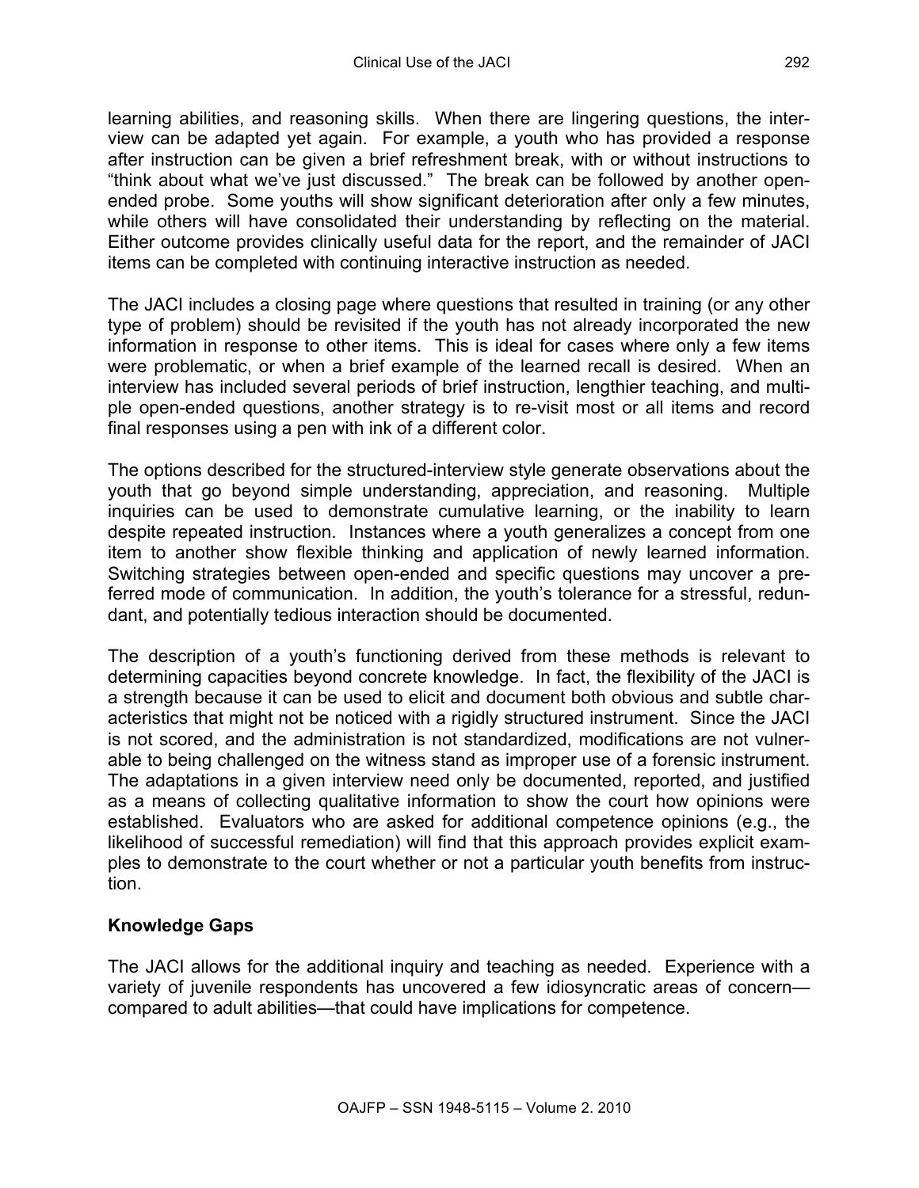learning abilities, and reasoning skills. When there are lingering questions, the interview can be adapted yet again. For example, a youth who has provided a response after instruction can be given a brief refreshment break, with or without instructions to "think about what we've just discussed." The break can be followed by another open-ended probe. Some youths will show significant deterioration after only a few minutes, while others will have consolidated their understanding by reflecting on the material. Either outcome provides clinically useful data for the report, and the remainder of JACI items can be completed with continuing interactive instruction as needed.

The JACI includes a closing page where questions that resulted in training (or any other type of problem) should be revisited if the youth has not already incorporated the new information in response to other items. This is ideal for cases where only a few items were problematic, or when a brief example of the learned recall is desired. When an interview has included several periods of brief instruction, lengthier teaching, and multiple open-ended questions, another strategy is to re-visit most or all items and record final responses using a pen with ink of a different color.

The options described for the structured-interview style generate observations about the youth that go beyond simple understanding, appreciation, and reasoning. Multiple inquiries can be used to demonstrate cumulative learning, or the inability to learn despite repeated instruction. Instances where a youth generalizes a concept from one item to another show flexible thinking and application of newly learned information. Switching strategies between open-ended and specific questions may uncover a preferred mode of communication. In addition, the youth's tolerance for a stressful, redundant, and potentially tedious interaction should be documented.

The description of a youth's functioning derived from these methods is relevant to determining capacities beyond concrete knowledge. In fact, the flexibility of the JACI is a strength because it can be used to elicit and document both obvious and subtle characteristics that might not be noticed with a rigidly structured instrument. Since the JACI is not scored, and the administration is not standardized, modifications are not vulnerable to being challenged on the witness stand as improper use of a forensic instrument. The adaptations in a given interview need only be documented, reported, and justified as a means of collecting qualitative information to show the court how opinions were established. Evaluators who are asked for additional competence opinions (e.g., the likelihood of successful remediation) will find that this approach provides explicit examples to demonstrate to the court whether or not a particular youth benefits from instruction.

## Knowledge Gaps

The JACI allows for the additional inquiry and teaching as needed. Experience with a variety of juvenile respondents has uncovered a few idiosyncratic areas of concern—compared to adult abilities—that could have implications for competence.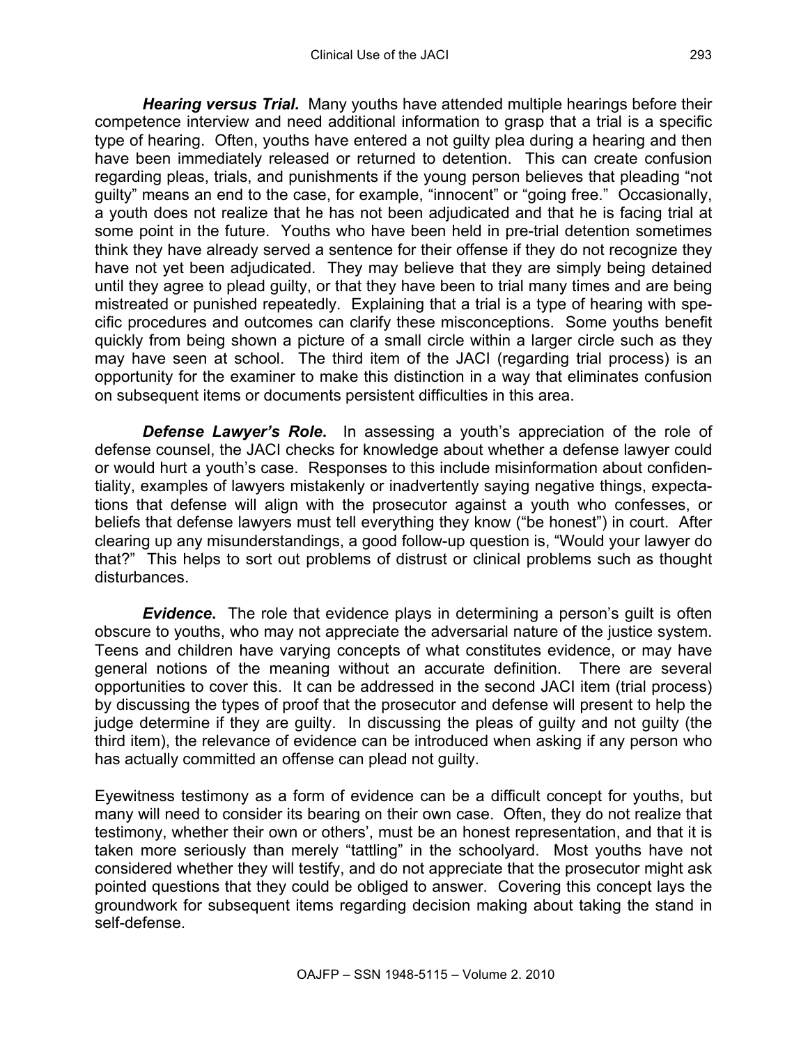***Hearing versus Trial.*** Many youths have attended multiple hearings before their competence interview and need additional information to grasp that a trial is a specific type of hearing. Often, youths have entered a not guilty plea during a hearing and then have been immediately released or returned to detention. This can create confusion regarding pleas, trials, and punishments if the young person believes that pleading "not guilty" means an end to the case, for example, "innocent" or "going free." Occasionally, a youth does not realize that he has not been adjudicated and that he is facing trial at some point in the future. Youths who have been held in pre-trial detention sometimes think they have already served a sentence for their offense if they do not recognize they have not yet been adjudicated. They may believe that they are simply being detained until they agree to plead guilty, or that they have been to trial many times and are being mistreated or punished repeatedly. Explaining that a trial is a type of hearing with specific procedures and outcomes can clarify these misconceptions. Some youths benefit quickly from being shown a picture of a small circle within a larger circle such as they may have seen at school. The third item of the JACI (regarding trial process) is an opportunity for the examiner to make this distinction in a way that eliminates confusion on subsequent items or documents persistent difficulties in this area.

***Defense Lawyer's Role***. In assessing a youth's appreciation of the role of defense counsel, the JACI checks for knowledge about whether a defense lawyer could or would hurt a youth's case. Responses to this include misinformation about confidentiality, examples of lawyers mistakenly or inadvertently saying negative things, expectations that defense will align with the prosecutor against a youth who confesses, or beliefs that defense lawyers must tell everything they know ("be honest") in court. After clearing up any misunderstandings, a good follow-up question is, "Would your lawyer do that?" This helps to sort out problems of distrust or clinical problems such as thought disturbances.

***Evidence***. The role that evidence plays in determining a person's guilt is often obscure to youths, who may not appreciate the adversarial nature of the justice system. Teens and children have varying concepts of what constitutes evidence, or may have general notions of the meaning without an accurate definition. There are several opportunities to cover this. It can be addressed in the second JACI item (trial process) by discussing the types of proof that the prosecutor and defense will present to help the judge determine if they are guilty. In discussing the pleas of guilty and not guilty (the third item), the relevance of evidence can be introduced when asking if any person who has actually committed an offense can plead not guilty.

Eyewitness testimony as a form of evidence can be a difficult concept for youths, but many will need to consider its bearing on their own case. Often, they do not realize that testimony, whether their own or others', must be an honest representation, and that it is taken more seriously than merely "tattling" in the schoolyard. Most youths have not considered whether they will testify, and do not appreciate that the prosecutor might ask pointed questions that they could be obliged to answer. Covering this concept lays the groundwork for subsequent items regarding decision making about taking the stand in self-defense.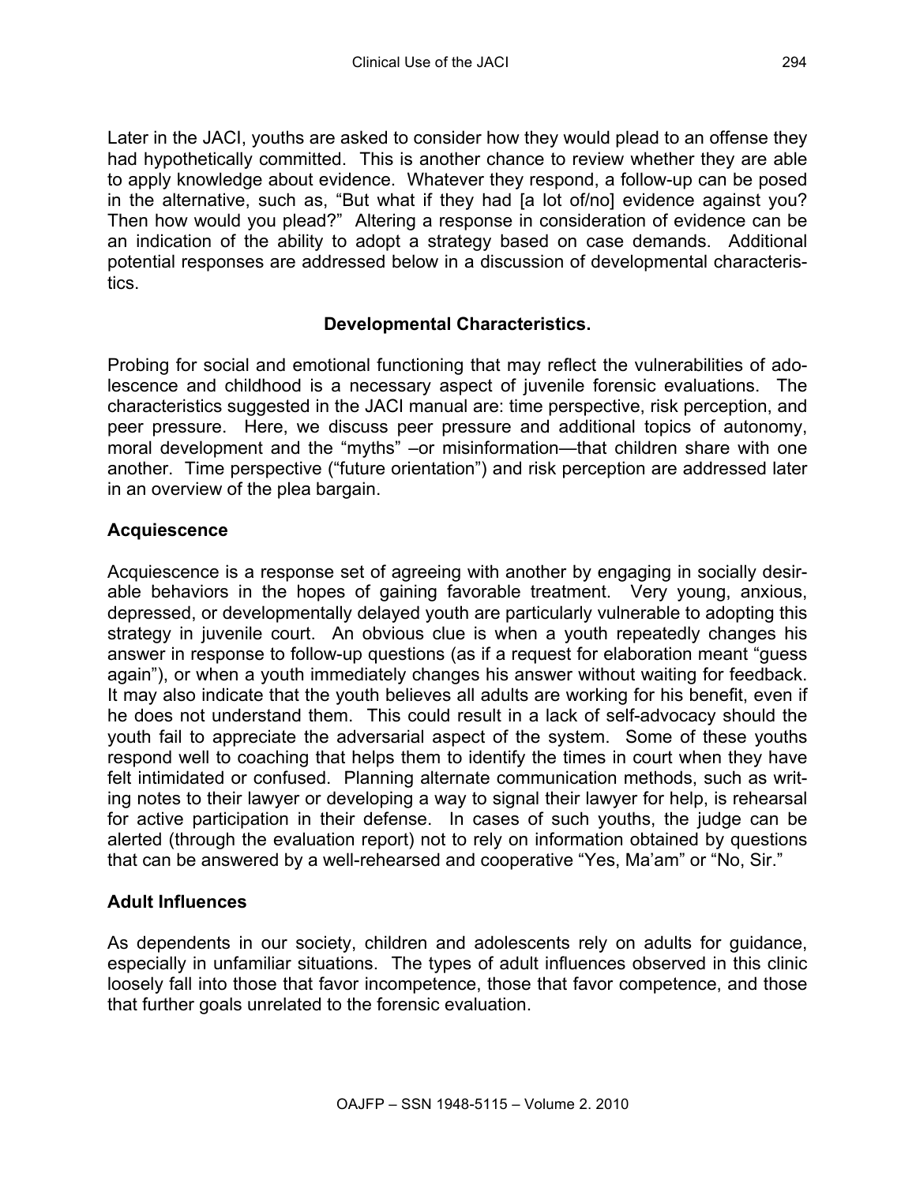Later in the JACI, youths are asked to consider how they would plead to an offense they had hypothetically committed. This is another chance to review whether they are able to apply knowledge about evidence. Whatever they respond, a follow-up can be posed in the alternative, such as, "But what if they had [a lot of/no] evidence against you? Then how would you plead?" Altering a response in consideration of evidence can be an indication of the ability to adopt a strategy based on case demands. Additional potential responses are addressed below in a discussion of developmental characteristics.

### Developmental Characteristics.

Probing for social and emotional functioning that may reflect the vulnerabilities of adolescence and childhood is a necessary aspect of juvenile forensic evaluations. The characteristics suggested in the JACI manual are: time perspective, risk perception, and peer pressure. Here, we discuss peer pressure and additional topics of autonomy, moral development and the "myths" –or misinformation—that children share with one another. Time perspective ("future orientation") and risk perception are addressed later in an overview of the plea bargain.

#### Acquiescence

Acquiescence is a response set of agreeing with another by engaging in socially desirable behaviors in the hopes of gaining favorable treatment. Very young, anxious, depressed, or developmentally delayed youth are particularly vulnerable to adopting this strategy in juvenile court. An obvious clue is when a youth repeatedly changes his answer in response to follow-up questions (as if a request for elaboration meant "guess again"), or when a youth immediately changes his answer without waiting for feedback. It may also indicate that the youth believes all adults are working for his benefit, even if he does not understand them. This could result in a lack of self-advocacy should the youth fail to appreciate the adversarial aspect of the system. Some of these youths respond well to coaching that helps them to identify the times in court when they have felt intimidated or confused. Planning alternate communication methods, such as writing notes to their lawyer or developing a way to signal their lawyer for help, is rehearsal for active participation in their defense. In cases of such youths, the judge can be alerted (through the evaluation report) not to rely on information obtained by questions that can be answered by a well-rehearsed and cooperative "Yes, Ma'am" or "No, Sir."

#### Adult Influences

As dependents in our society, children and adolescents rely on adults for guidance, especially in unfamiliar situations. The types of adult influences observed in this clinic loosely fall into those that favor incompetence, those that favor competence, and those that further goals unrelated to the forensic evaluation.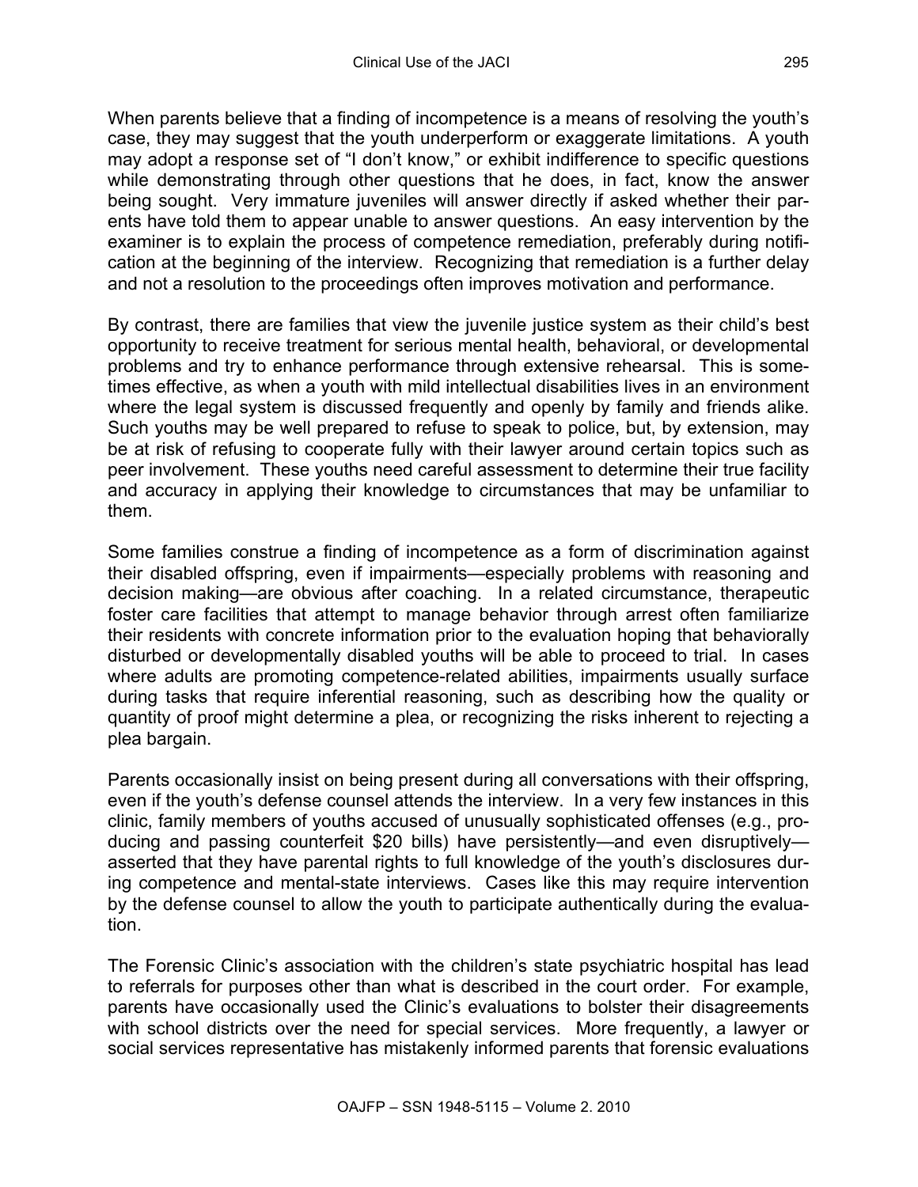When parents believe that a finding of incompetence is a means of resolving the youth's case, they may suggest that the youth underperform or exaggerate limitations. A youth may adopt a response set of "I don't know," or exhibit indifference to specific questions while demonstrating through other questions that he does, in fact, know the answer being sought. Very immature juveniles will answer directly if asked whether their parents have told them to appear unable to answer questions. An easy intervention by the examiner is to explain the process of competence remediation, preferably during notification at the beginning of the interview. Recognizing that remediation is a further delay and not a resolution to the proceedings often improves motivation and performance.

By contrast, there are families that view the juvenile justice system as their child's best opportunity to receive treatment for serious mental health, behavioral, or developmental problems and try to enhance performance through extensive rehearsal. This is sometimes effective, as when a youth with mild intellectual disabilities lives in an environment where the legal system is discussed frequently and openly by family and friends alike. Such youths may be well prepared to refuse to speak to police, but, by extension, may be at risk of refusing to cooperate fully with their lawyer around certain topics such as peer involvement. These youths need careful assessment to determine their true facility and accuracy in applying their knowledge to circumstances that may be unfamiliar to them.

Some families construe a finding of incompetence as a form of discrimination against their disabled offspring, even if impairments—especially problems with reasoning and decision making—are obvious after coaching. In a related circumstance, therapeutic foster care facilities that attempt to manage behavior through arrest often familiarize their residents with concrete information prior to the evaluation hoping that behaviorally disturbed or developmentally disabled youths will be able to proceed to trial. In cases where adults are promoting competence-related abilities, impairments usually surface during tasks that require inferential reasoning, such as describing how the quality or quantity of proof might determine a plea, or recognizing the risks inherent to rejecting a plea bargain.

Parents occasionally insist on being present during all conversations with their offspring, even if the youth's defense counsel attends the interview. In a very few instances in this clinic, family members of youths accused of unusually sophisticated offenses (e.g., producing and passing counterfeit $20 bills) have persistently—and even disruptively—asserted that they have parental rights to full knowledge of the youth's disclosures during competence and mental-state interviews. Cases like this may require intervention by the defense counsel to allow the youth to participate authentically during the evaluation.

The Forensic Clinic's association with the children's state psychiatric hospital has lead to referrals for purposes other than what is described in the court order. For example, parents have occasionally used the Clinic's evaluations to bolster their disagreements with school districts over the need for special services. More frequently, a lawyer or social services representative has mistakenly informed parents that forensic evaluations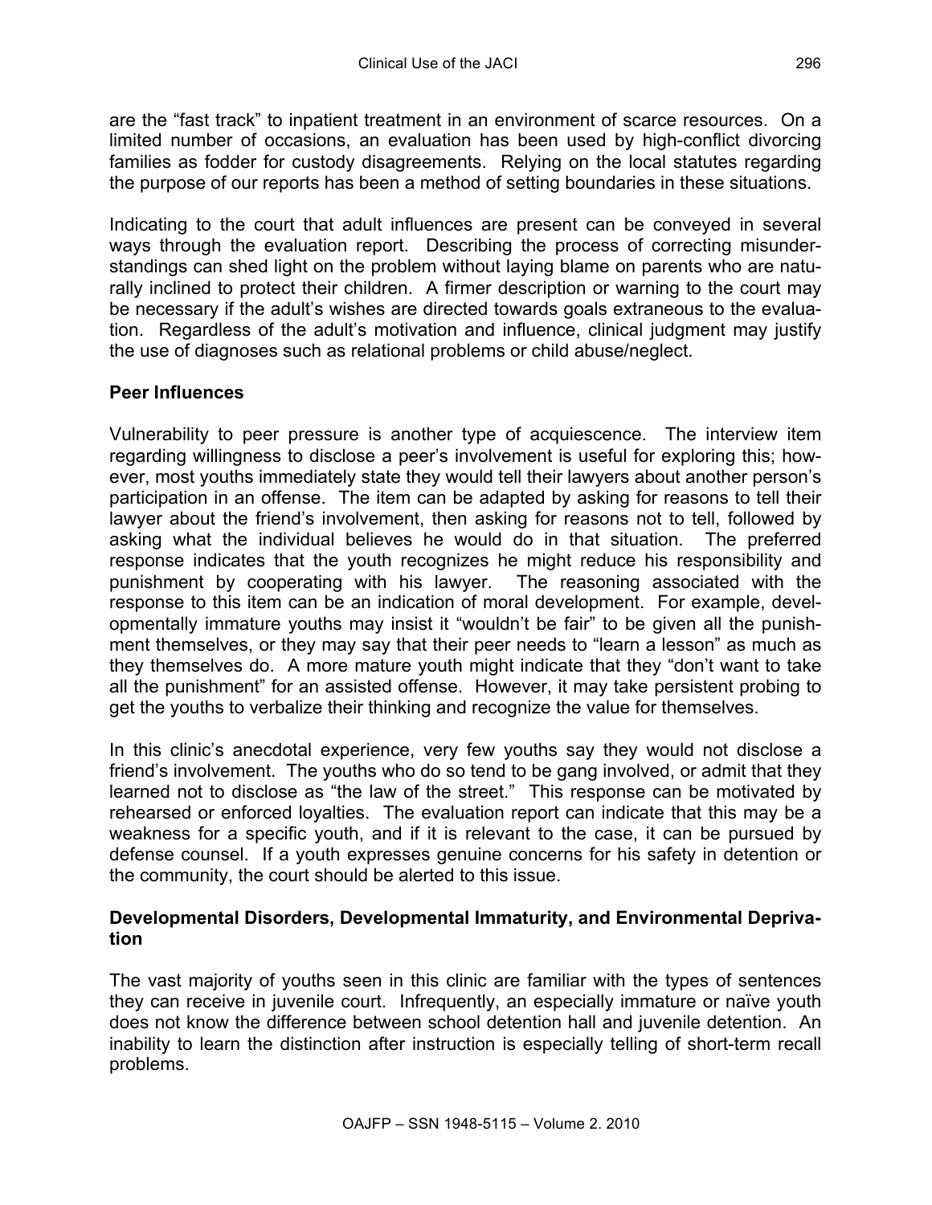are the "fast track" to inpatient treatment in an environment of scarce resources. On a limited number of occasions, an evaluation has been used by high-conflict divorcing families as fodder for custody disagreements. Relying on the local statutes regarding the purpose of our reports has been a method of setting boundaries in these situations.

Indicating to the court that adult influences are present can be conveyed in several ways through the evaluation report. Describing the process of correcting misunderstandings can shed light on the problem without laying blame on parents who are naturally inclined to protect their children. A firmer description or warning to the court may be necessary if the adult's wishes are directed towards goals extraneous to the evaluation. Regardless of the adult's motivation and influence, clinical judgment may justify the use of diagnoses such as relational problems or child abuse/neglect.

## Peer Influences

Vulnerability to peer pressure is another type of acquiescence. The interview item regarding willingness to disclose a peer's involvement is useful for exploring this; however, most youths immediately state they would tell their lawyers about another person's participation in an offense. The item can be adapted by asking for reasons to tell their lawyer about the friend's involvement, then asking for reasons not to tell, followed by asking what the individual believes he would do in that situation. The preferred response indicates that the youth recognizes he might reduce his responsibility and punishment by cooperating with his lawyer. The reasoning associated with the response to this item can be an indication of moral development. For example, developmentally immature youths may insist it "wouldn't be fair" to be given all the punishment themselves, or they may say that their peer needs to "learn a lesson" as much as they themselves do. A more mature youth might indicate that they "don't want to take all the punishment" for an assisted offense. However, it may take persistent probing to get the youths to verbalize their thinking and recognize the value for themselves.

In this clinic's anecdotal experience, very few youths say they would not disclose a friend's involvement. The youths who do so tend to be gang involved, or admit that they learned not to disclose as "the law of the street." This response can be motivated by rehearsed or enforced loyalties. The evaluation report can indicate that this may be a weakness for a specific youth, and if it is relevant to the case, it can be pursued by defense counsel. If a youth expresses genuine concerns for his safety in detention or the community, the court should be alerted to this issue.

## Developmental Disorders, Developmental Immaturity, and Environmental Deprivation

The vast majority of youths seen in this clinic are familiar with the types of sentences they can receive in juvenile court. Infrequently, an especially immature or naïve youth does not know the difference between school detention hall and juvenile detention. An inability to learn the distinction after instruction is especially telling of short-term recall problems.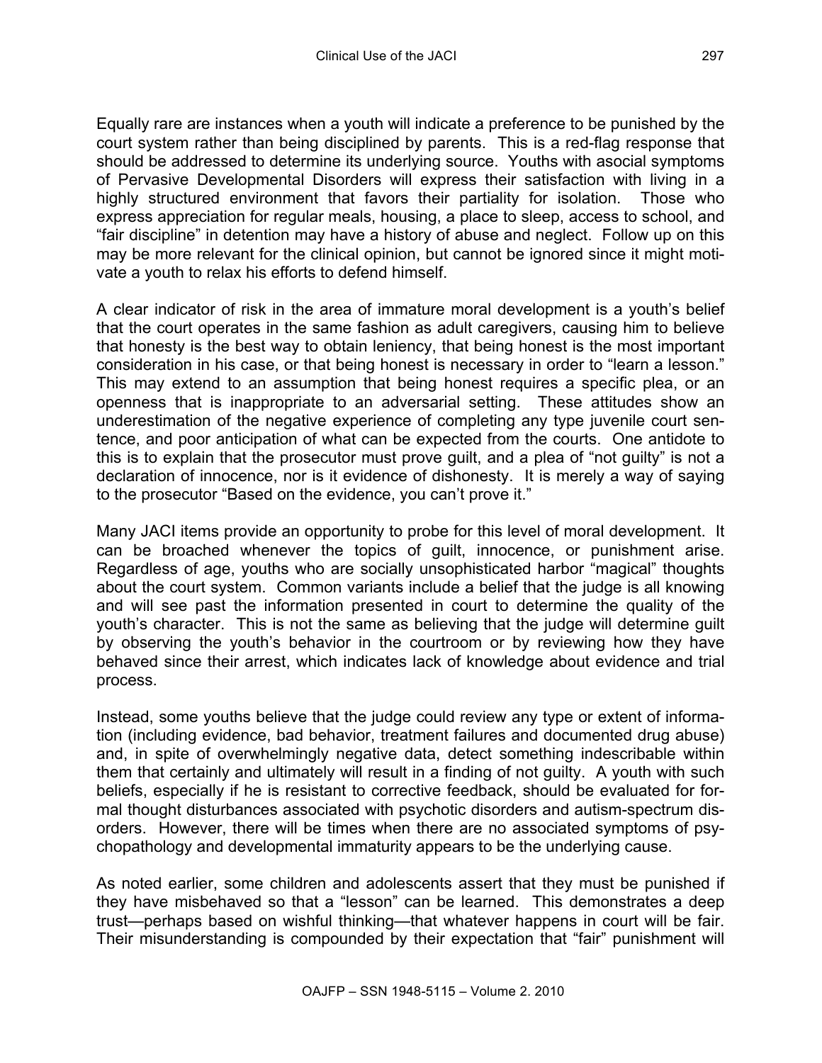Equally rare are instances when a youth will indicate a preference to be punished by the court system rather than being disciplined by parents. This is a red-flag response that should be addressed to determine its underlying source. Youths with asocial symptoms of Pervasive Developmental Disorders will express their satisfaction with living in a highly structured environment that favors their partiality for isolation. Those who express appreciation for regular meals, housing, a place to sleep, access to school, and "fair discipline" in detention may have a history of abuse and neglect. Follow up on this may be more relevant for the clinical opinion, but cannot be ignored since it might motivate a youth to relax his efforts to defend himself.

A clear indicator of risk in the area of immature moral development is a youth's belief that the court operates in the same fashion as adult caregivers, causing him to believe that honesty is the best way to obtain leniency, that being honest is the most important consideration in his case, or that being honest is necessary in order to "learn a lesson." This may extend to an assumption that being honest requires a specific plea, or an openness that is inappropriate to an adversarial setting. These attitudes show an underestimation of the negative experience of completing any type juvenile court sentence, and poor anticipation of what can be expected from the courts. One antidote to this is to explain that the prosecutor must prove guilt, and a plea of "not guilty" is not a declaration of innocence, nor is it evidence of dishonesty. It is merely a way of saying to the prosecutor "Based on the evidence, you can't prove it."

Many JACI items provide an opportunity to probe for this level of moral development. It can be broached whenever the topics of guilt, innocence, or punishment arise. Regardless of age, youths who are socially unsophisticated harbor "magical" thoughts about the court system. Common variants include a belief that the judge is all knowing and will see past the information presented in court to determine the quality of the youth's character. This is not the same as believing that the judge will determine guilt by observing the youth's behavior in the courtroom or by reviewing how they have behaved since their arrest, which indicates lack of knowledge about evidence and trial process.

Instead, some youths believe that the judge could review any type or extent of information (including evidence, bad behavior, treatment failures and documented drug abuse) and, in spite of overwhelmingly negative data, detect something indescribable within them that certainly and ultimately will result in a finding of not guilty. A youth with such beliefs, especially if he is resistant to corrective feedback, should be evaluated for formal thought disturbances associated with psychotic disorders and autism-spectrum disorders. However, there will be times when there are no associated symptoms of psychopathology and developmental immaturity appears to be the underlying cause.

As noted earlier, some children and adolescents assert that they must be punished if they have misbehaved so that a "lesson" can be learned. This demonstrates a deep trust—perhaps based on wishful thinking—that whatever happens in court will be fair. Their misunderstanding is compounded by their expectation that "fair" punishment will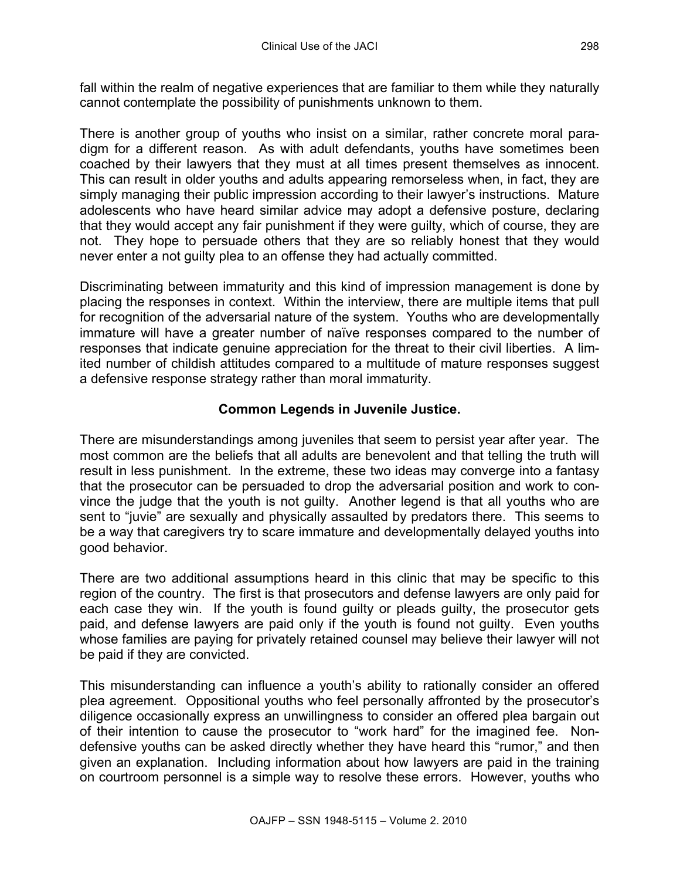fall within the realm of negative experiences that are familiar to them while they naturally cannot contemplate the possibility of punishments unknown to them.

There is another group of youths who insist on a similar, rather concrete moral paradigm for a different reason. As with adult defendants, youths have sometimes been coached by their lawyers that they must at all times present themselves as innocent. This can result in older youths and adults appearing remorseless when, in fact, they are simply managing their public impression according to their lawyer's instructions. Mature adolescents who have heard similar advice may adopt a defensive posture, declaring that they would accept any fair punishment if they were guilty, which of course, they are not. They hope to persuade others that they are so reliably honest that they would never enter a not guilty plea to an offense they had actually committed.

Discriminating between immaturity and this kind of impression management is done by placing the responses in context. Within the interview, there are multiple items that pull for recognition of the adversarial nature of the system. Youths who are developmentally immature will have a greater number of naïve responses compared to the number of responses that indicate genuine appreciation for the threat to their civil liberties. A limited number of childish attitudes compared to a multitude of mature responses suggest a defensive response strategy rather than moral immaturity.

### Common Legends in Juvenile Justice.

There are misunderstandings among juveniles that seem to persist year after year. The most common are the beliefs that all adults are benevolent and that telling the truth will result in less punishment. In the extreme, these two ideas may converge into a fantasy that the prosecutor can be persuaded to drop the adversarial position and work to convince the judge that the youth is not guilty. Another legend is that all youths who are sent to "juvie" are sexually and physically assaulted by predators there. This seems to be a way that caregivers try to scare immature and developmentally delayed youths into good behavior.

There are two additional assumptions heard in this clinic that may be specific to this region of the country. The first is that prosecutors and defense lawyers are only paid for each case they win. If the youth is found guilty or pleads guilty, the prosecutor gets paid, and defense lawyers are paid only if the youth is found not guilty. Even youths whose families are paying for privately retained counsel may believe their lawyer will not be paid if they are convicted.

This misunderstanding can influence a youth's ability to rationally consider an offered plea agreement. Oppositional youths who feel personally affronted by the prosecutor's diligence occasionally express an unwillingness to consider an offered plea bargain out of their intention to cause the prosecutor to "work hard" for the imagined fee. Non-defensive youths can be asked directly whether they have heard this "rumor," and then given an explanation. Including information about how lawyers are paid in the training on courtroom personnel is a simple way to resolve these errors. However, youths who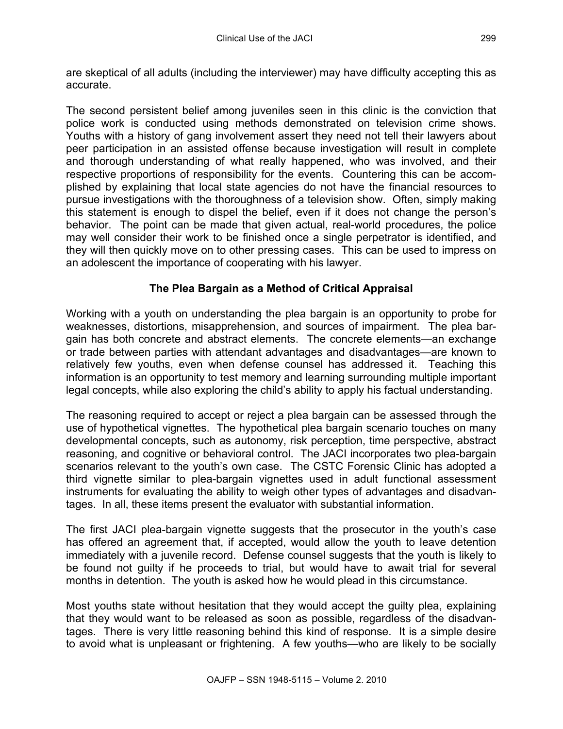are skeptical of all adults (including the interviewer) may have difficulty accepting this as accurate.

The second persistent belief among juveniles seen in this clinic is the conviction that police work is conducted using methods demonstrated on television crime shows. Youths with a history of gang involvement assert they need not tell their lawyers about peer participation in an assisted offense because investigation will result in complete and thorough understanding of what really happened, who was involved, and their respective proportions of responsibility for the events. Countering this can be accomplished by explaining that local state agencies do not have the financial resources to pursue investigations with the thoroughness of a television show. Often, simply making this statement is enough to dispel the belief, even if it does not change the person's behavior. The point can be made that given actual, real-world procedures, the police may well consider their work to be finished once a single perpetrator is identified, and they will then quickly move on to other pressing cases. This can be used to impress on an adolescent the importance of cooperating with his lawyer.

## The Plea Bargain as a Method of Critical Appraisal

Working with a youth on understanding the plea bargain is an opportunity to probe for weaknesses, distortions, misapprehension, and sources of impairment. The plea bargain has both concrete and abstract elements. The concrete elements—an exchange or trade between parties with attendant advantages and disadvantages—are known to relatively few youths, even when defense counsel has addressed it. Teaching this information is an opportunity to test memory and learning surrounding multiple important legal concepts, while also exploring the child's ability to apply his factual understanding.

The reasoning required to accept or reject a plea bargain can be assessed through the use of hypothetical vignettes. The hypothetical plea bargain scenario touches on many developmental concepts, such as autonomy, risk perception, time perspective, abstract reasoning, and cognitive or behavioral control. The JACI incorporates two plea-bargain scenarios relevant to the youth's own case. The CSTC Forensic Clinic has adopted a third vignette similar to plea-bargain vignettes used in adult functional assessment instruments for evaluating the ability to weigh other types of advantages and disadvantages. In all, these items present the evaluator with substantial information.

The first JACI plea-bargain vignette suggests that the prosecutor in the youth's case has offered an agreement that, if accepted, would allow the youth to leave detention immediately with a juvenile record. Defense counsel suggests that the youth is likely to be found not guilty if he proceeds to trial, but would have to await trial for several months in detention. The youth is asked how he would plead in this circumstance.

Most youths state without hesitation that they would accept the guilty plea, explaining that they would want to be released as soon as possible, regardless of the disadvantages. There is very little reasoning behind this kind of response. It is a simple desire to avoid what is unpleasant or frightening. A few youths—who are likely to be socially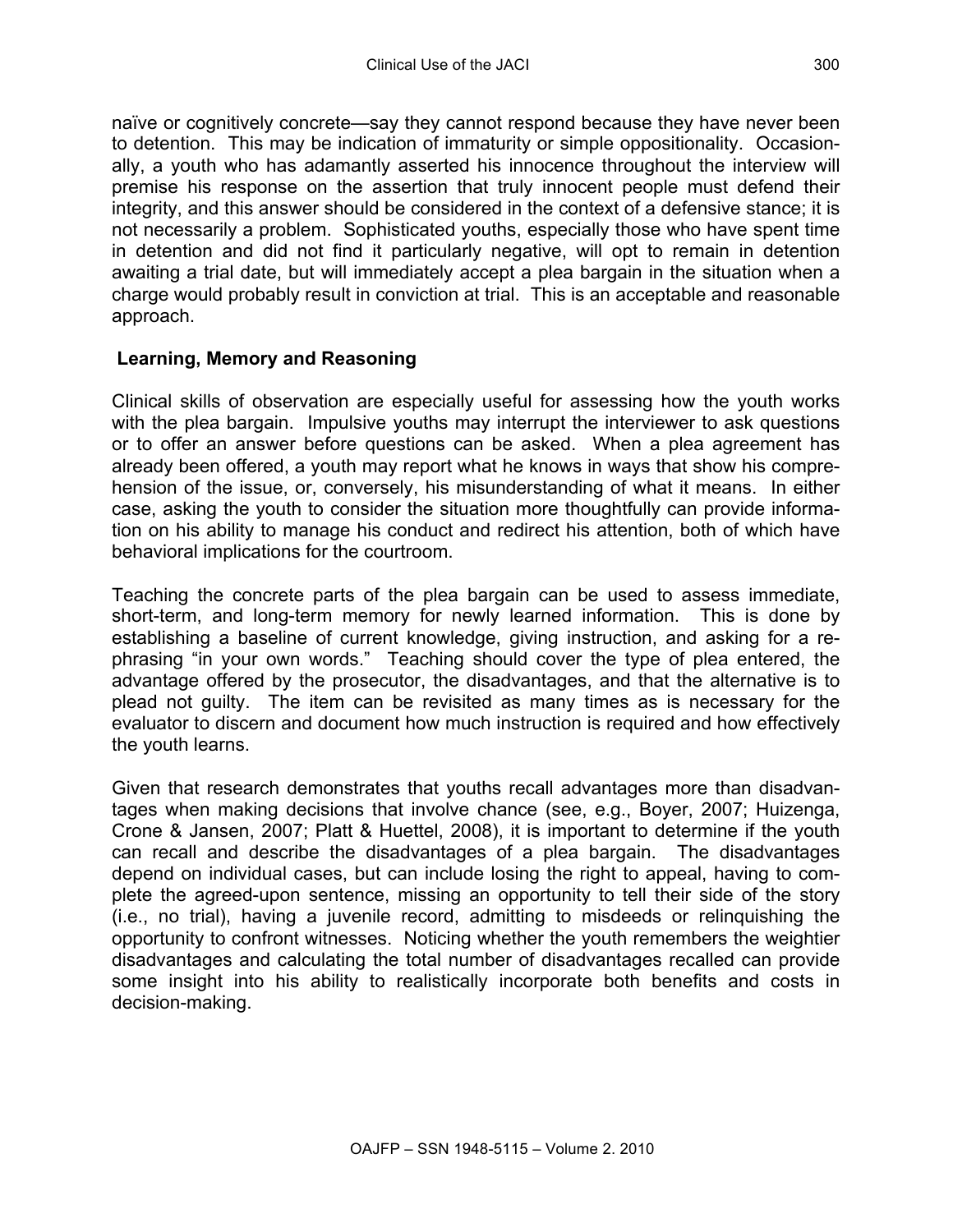naïve or cognitively concrete—say they cannot respond because they have never been to detention. This may be indication of immaturity or simple oppositionality. Occasionally, a youth who has adamantly asserted his innocence throughout the interview will premise his response on the assertion that truly innocent people must defend their integrity, and this answer should be considered in the context of a defensive stance; it is not necessarily a problem. Sophisticated youths, especially those who have spent time in detention and did not find it particularly negative, will opt to remain in detention awaiting a trial date, but will immediately accept a plea bargain in the situation when a charge would probably result in conviction at trial. This is an acceptable and reasonable approach.

## Learning, Memory and Reasoning

Clinical skills of observation are especially useful for assessing how the youth works with the plea bargain. Impulsive youths may interrupt the interviewer to ask questions or to offer an answer before questions can be asked. When a plea agreement has already been offered, a youth may report what he knows in ways that show his comprehension of the issue, or, conversely, his misunderstanding of what it means. In either case, asking the youth to consider the situation more thoughtfully can provide information on his ability to manage his conduct and redirect his attention, both of which have behavioral implications for the courtroom.

Teaching the concrete parts of the plea bargain can be used to assess immediate, short-term, and long-term memory for newly learned information. This is done by establishing a baseline of current knowledge, giving instruction, and asking for a rephrasing "in your own words." Teaching should cover the type of plea entered, the advantage offered by the prosecutor, the disadvantages, and that the alternative is to plead not guilty. The item can be revisited as many times as is necessary for the evaluator to discern and document how much instruction is required and how effectively the youth learns.

Given that research demonstrates that youths recall advantages more than disadvantages when making decisions that involve chance (see, e.g., Boyer, 2007; Huizenga, Crone & Jansen, 2007; Platt & Huettel, 2008), it is important to determine if the youth can recall and describe the disadvantages of a plea bargain. The disadvantages depend on individual cases, but can include losing the right to appeal, having to complete the agreed-upon sentence, missing an opportunity to tell their side of the story (i.e., no trial), having a juvenile record, admitting to misdeeds or relinquishing the opportunity to confront witnesses. Noticing whether the youth remembers the weightier disadvantages and calculating the total number of disadvantages recalled can provide some insight into his ability to realistically incorporate both benefits and costs in decision-making.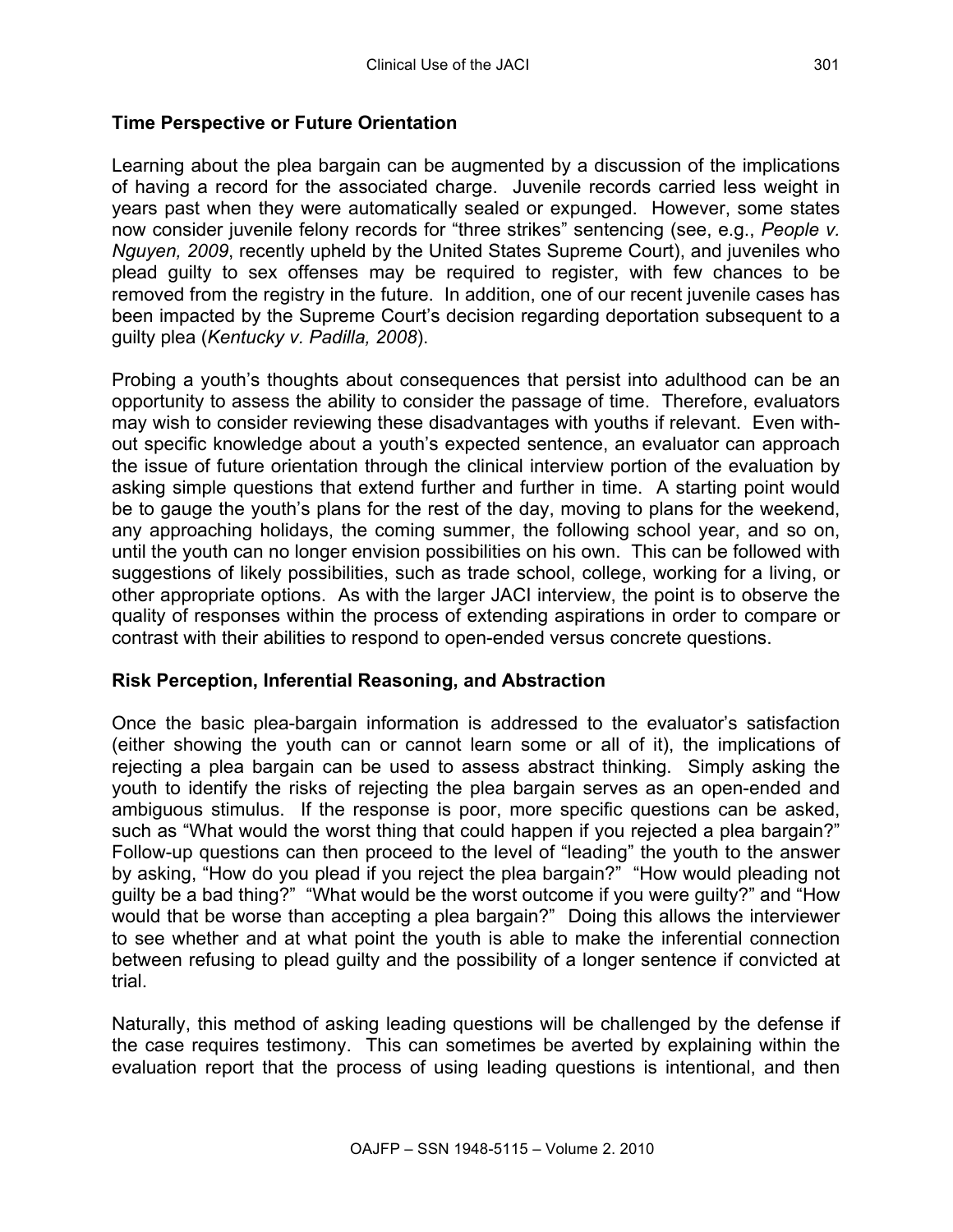### Time Perspective or Future Orientation

Learning about the plea bargain can be augmented by a discussion of the implications of having a record for the associated charge. Juvenile records carried less weight in years past when they were automatically sealed or expunged. However, some states now consider juvenile felony records for "three strikes" sentencing (see, e.g., *People v. Nguyen, 2009*, recently upheld by the United States Supreme Court), and juveniles who plead guilty to sex offenses may be required to register, with few chances to be removed from the registry in the future. In addition, one of our recent juvenile cases has been impacted by the Supreme Court's decision regarding deportation subsequent to a guilty plea (*Kentucky v. Padilla, 2008*).

Probing a youth's thoughts about consequences that persist into adulthood can be an opportunity to assess the ability to consider the passage of time. Therefore, evaluators may wish to consider reviewing these disadvantages with youths if relevant. Even without specific knowledge about a youth's expected sentence, an evaluator can approach the issue of future orientation through the clinical interview portion of the evaluation by asking simple questions that extend further and further in time. A starting point would be to gauge the youth's plans for the rest of the day, moving to plans for the weekend, any approaching holidays, the coming summer, the following school year, and so on, until the youth can no longer envision possibilities on his own. This can be followed with suggestions of likely possibilities, such as trade school, college, working for a living, or other appropriate options. As with the larger JACI interview, the point is to observe the quality of responses within the process of extending aspirations in order to compare or contrast with their abilities to respond to open-ended versus concrete questions.

### Risk Perception, Inferential Reasoning, and Abstraction

Once the basic plea-bargain information is addressed to the evaluator's satisfaction (either showing the youth can or cannot learn some or all of it), the implications of rejecting a plea bargain can be used to assess abstract thinking. Simply asking the youth to identify the risks of rejecting the plea bargain serves as an open-ended and ambiguous stimulus. If the response is poor, more specific questions can be asked, such as "What would the worst thing that could happen if you rejected a plea bargain?" Follow-up questions can then proceed to the level of "leading" the youth to the answer by asking, "How do you plead if you reject the plea bargain?" "How would pleading not guilty be a bad thing?" "What would be the worst outcome if you were guilty?" and "How would that be worse than accepting a plea bargain?" Doing this allows the interviewer to see whether and at what point the youth is able to make the inferential connection between refusing to plead guilty and the possibility of a longer sentence if convicted at trial.

Naturally, this method of asking leading questions will be challenged by the defense if the case requires testimony. This can sometimes be averted by explaining within the evaluation report that the process of using leading questions is intentional, and then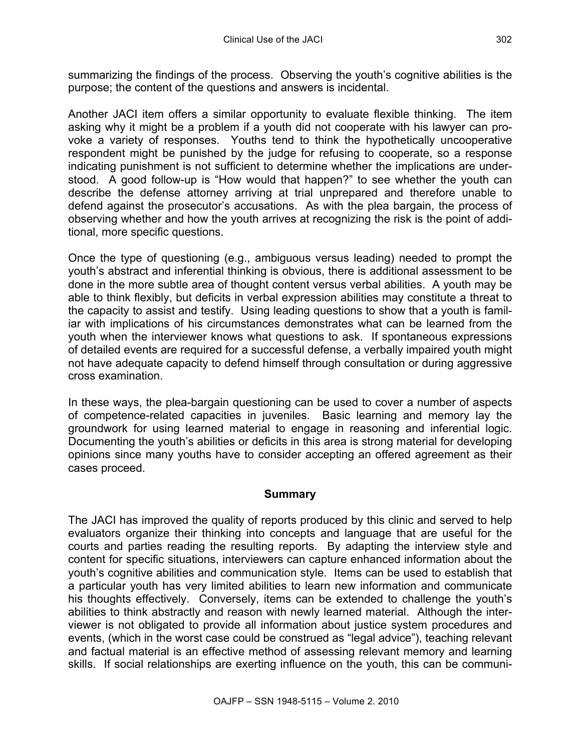summarizing the findings of the process. Observing the youth's cognitive abilities is the purpose; the content of the questions and answers is incidental.

Another JACI item offers a similar opportunity to evaluate flexible thinking. The item asking why it might be a problem if a youth did not cooperate with his lawyer can provoke a variety of responses. Youths tend to think the hypothetically uncooperative respondent might be punished by the judge for refusing to cooperate, so a response indicating punishment is not sufficient to determine whether the implications are understood. A good follow-up is "How would that happen?" to see whether the youth can describe the defense attorney arriving at trial unprepared and therefore unable to defend against the prosecutor's accusations. As with the plea bargain, the process of observing whether and how the youth arrives at recognizing the risk is the point of additional, more specific questions.

Once the type of questioning (e.g., ambiguous versus leading) needed to prompt the youth's abstract and inferential thinking is obvious, there is additional assessment to be done in the more subtle area of thought content versus verbal abilities. A youth may be able to think flexibly, but deficits in verbal expression abilities may constitute a threat to the capacity to assist and testify. Using leading questions to show that a youth is familiar with implications of his circumstances demonstrates what can be learned from the youth when the interviewer knows what questions to ask. If spontaneous expressions of detailed events are required for a successful defense, a verbally impaired youth might not have adequate capacity to defend himself through consultation or during aggressive cross examination.

In these ways, the plea-bargain questioning can be used to cover a number of aspects of competence-related capacities in juveniles. Basic learning and memory lay the groundwork for using learned material to engage in reasoning and inferential logic. Documenting the youth's abilities or deficits in this area is strong material for developing opinions since many youths have to consider accepting an offered agreement as their cases proceed.

## Summary

The JACI has improved the quality of reports produced by this clinic and served to help evaluators organize their thinking into concepts and language that are useful for the courts and parties reading the resulting reports. By adapting the interview style and content for specific situations, interviewers can capture enhanced information about the youth's cognitive abilities and communication style. Items can be used to establish that a particular youth has very limited abilities to learn new information and communicate his thoughts effectively. Conversely, items can be extended to challenge the youth's abilities to think abstractly and reason with newly learned material. Although the interviewer is not obligated to provide all information about justice system procedures and events, (which in the worst case could be construed as "legal advice"), teaching relevant and factual material is an effective method of assessing relevant memory and learning skills. If social relationships are exerting influence on the youth, this can be communi-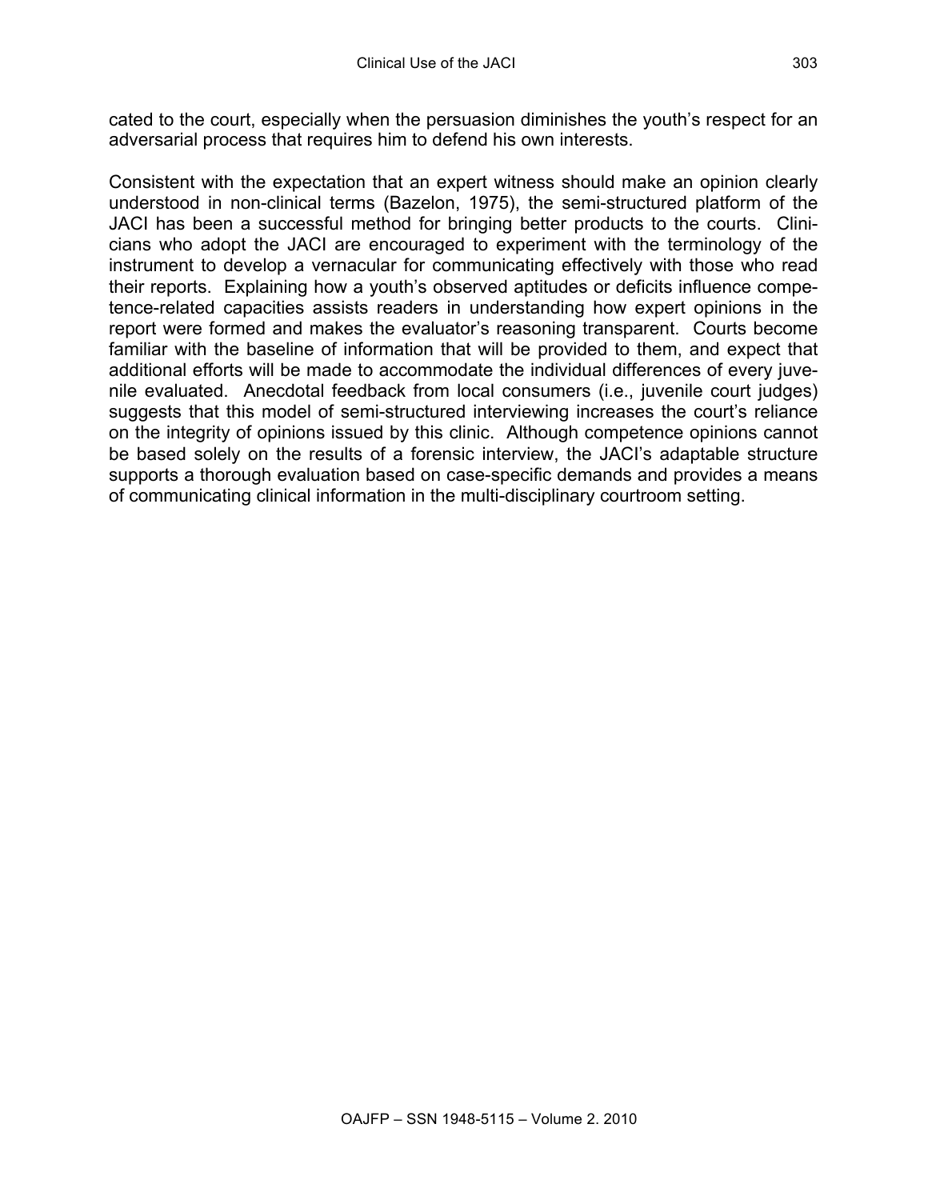cated to the court, especially when the persuasion diminishes the youth's respect for an adversarial process that requires him to defend his own interests.

Consistent with the expectation that an expert witness should make an opinion clearly understood in non-clinical terms (Bazelon, 1975), the semi-structured platform of the JACI has been a successful method for bringing better products to the courts. Clinicians who adopt the JACI are encouraged to experiment with the terminology of the instrument to develop a vernacular for communicating effectively with those who read their reports. Explaining how a youth's observed aptitudes or deficits influence competence-related capacities assists readers in understanding how expert opinions in the report were formed and makes the evaluator's reasoning transparent. Courts become familiar with the baseline of information that will be provided to them, and expect that additional efforts will be made to accommodate the individual differences of every juvenile evaluated. Anecdotal feedback from local consumers (i.e., juvenile court judges) suggests that this model of semi-structured interviewing increases the court's reliance on the integrity of opinions issued by this clinic. Although competence opinions cannot be based solely on the results of a forensic interview, the JACI's adaptable structure supports a thorough evaluation based on case-specific demands and provides a means of communicating clinical information in the multi-disciplinary courtroom setting.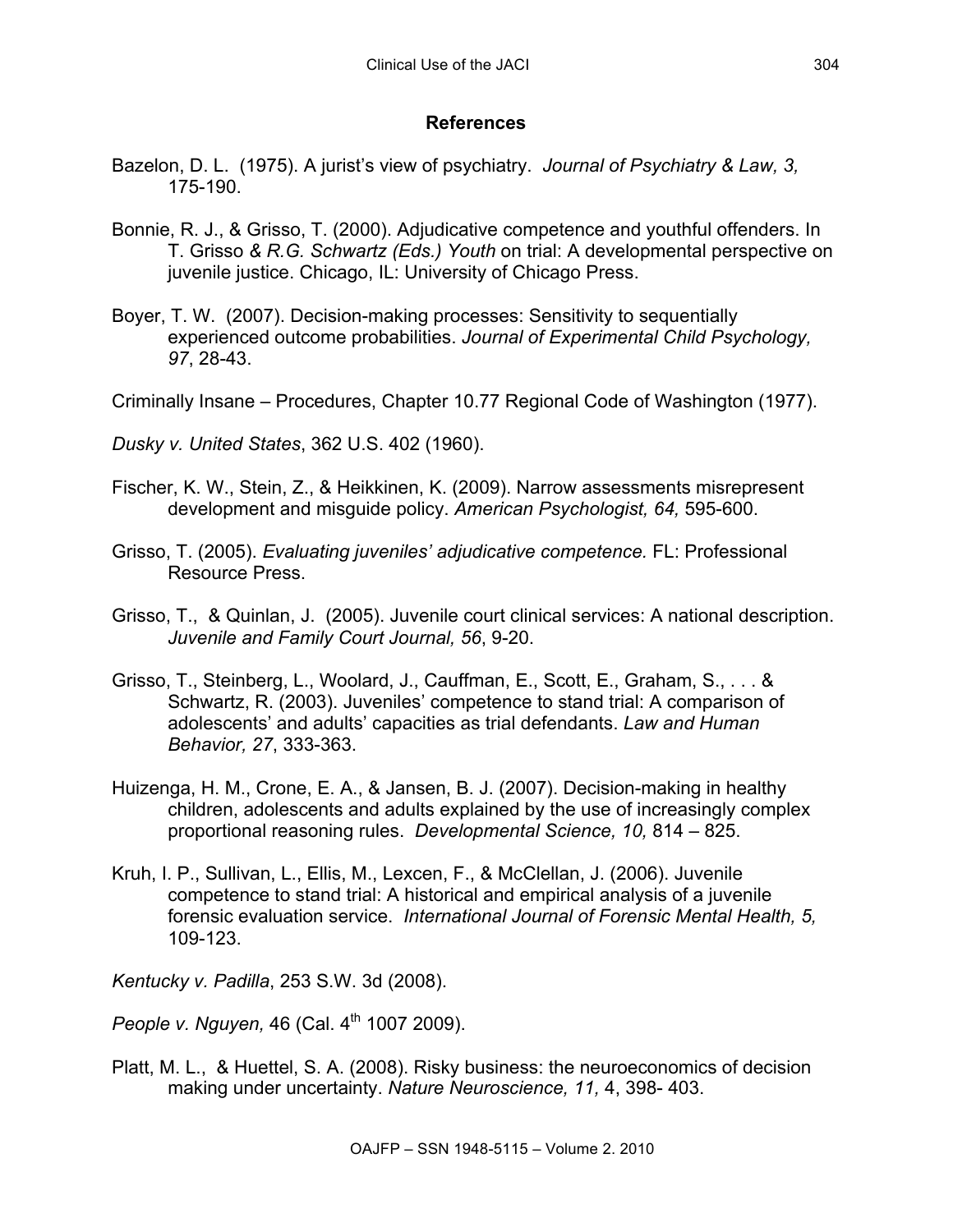## References

Bazelon, D. L. (1975). A jurist's view of psychiatry. *Journal of Psychiatry & Law, 3,* 175-190.

Bonnie, R. J., & Grisso, T. (2000). Adjudicative competence and youthful offenders. In T. Grisso *& R.G. Schwartz (Eds.) Youth* on trial: A developmental perspective on juvenile justice. Chicago, IL: University of Chicago Press.

Boyer, T. W. (2007). Decision-making processes: Sensitivity to sequentially experienced outcome probabilities. *Journal of Experimental Child Psychology, 97*, 28-43.

Criminally Insane – Procedures, Chapter 10.77 Regional Code of Washington (1977).

*Dusky v. United States*, 362 U.S. 402 (1960).

Fischer, K. W., Stein, Z., & Heikkinen, K. (2009). Narrow assessments misrepresent development and misguide policy. *American Psychologist, 64,* 595-600.

Grisso, T. (2005). *Evaluating juveniles' adjudicative competence.* FL: Professional Resource Press.

Grisso, T., & Quinlan, J. (2005). Juvenile court clinical services: A national description. *Juvenile and Family Court Journal, 56*, 9-20.

Grisso, T., Steinberg, L., Woolard, J., Cauffman, E., Scott, E., Graham, S., . . . & Schwartz, R. (2003). Juveniles' competence to stand trial: A comparison of adolescents' and adults' capacities as trial defendants. *Law and Human Behavior, 27*, 333-363.

Huizenga, H. M., Crone, E. A., & Jansen, B. J. (2007). Decision-making in healthy children, adolescents and adults explained by the use of increasingly complex proportional reasoning rules. *Developmental Science, 10,* 814 – 825.

Kruh, I. P., Sullivan, L., Ellis, M., Lexcen, F., & McClellan, J. (2006). Juvenile competence to stand trial: A historical and empirical analysis of a juvenile forensic evaluation service. *International Journal of Forensic Mental Health, 5,* 109-123.

*Kentucky v. Padilla*, 253 S.W. 3d (2008).

*People v. Nguyen,* 46 (Cal. 4th 1007 2009).

Platt, M. L., & Huettel, S. A. (2008). Risky business: the neuroeconomics of decision making under uncertainty. *Nature Neuroscience, 11,* 4, 398- 403.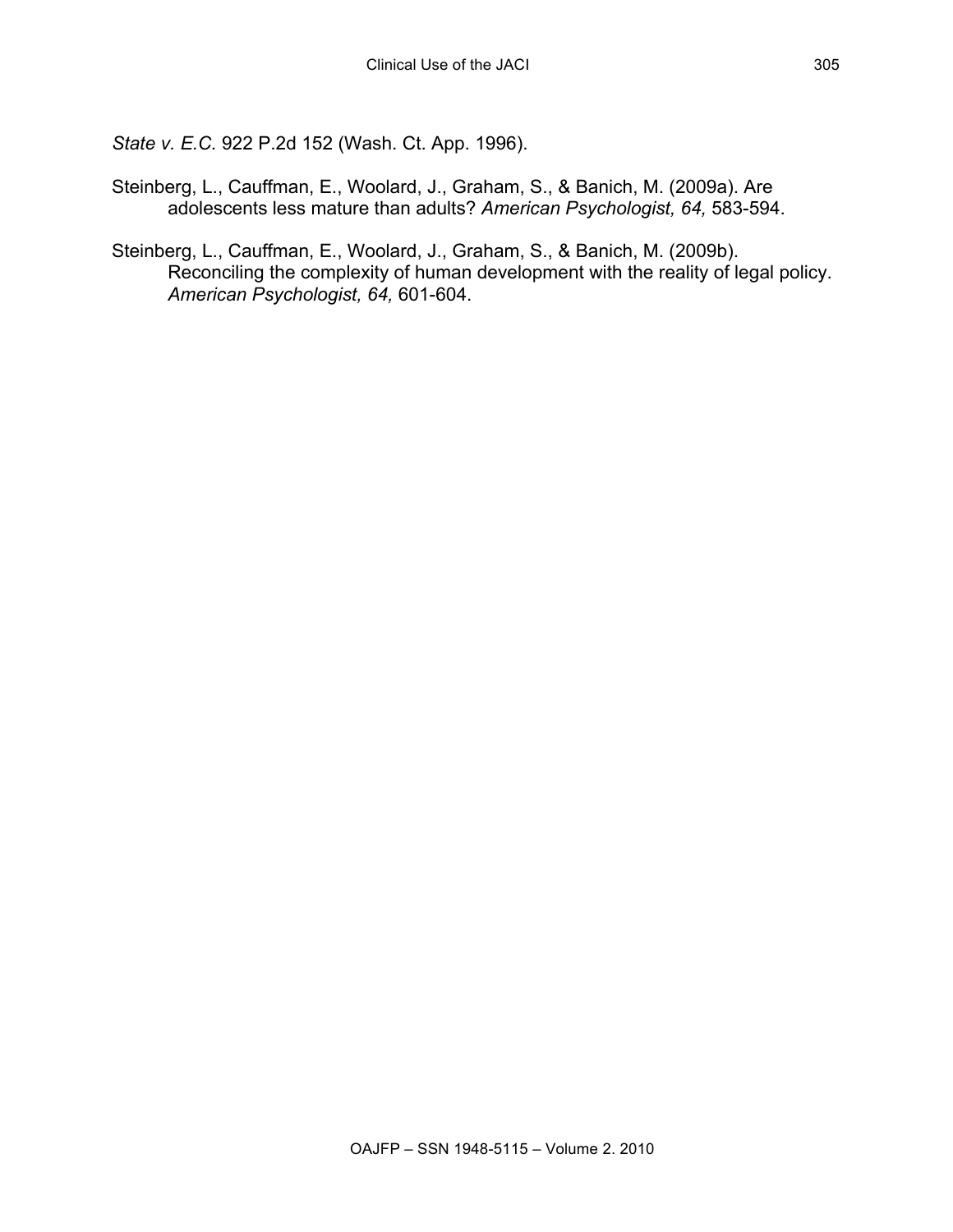*State v. E.C.* 922 P.2d 152 (Wash. Ct. App. 1996).

Steinberg, L., Cauffman, E., Woolard, J., Graham, S., & Banich, M. (2009a). Are adolescents less mature than adults? *American Psychologist, 64,* 583-594.

Steinberg, L., Cauffman, E., Woolard, J., Graham, S., & Banich, M. (2009b). Reconciling the complexity of human development with the reality of legal policy. *American Psychologist, 64,* 601-604.